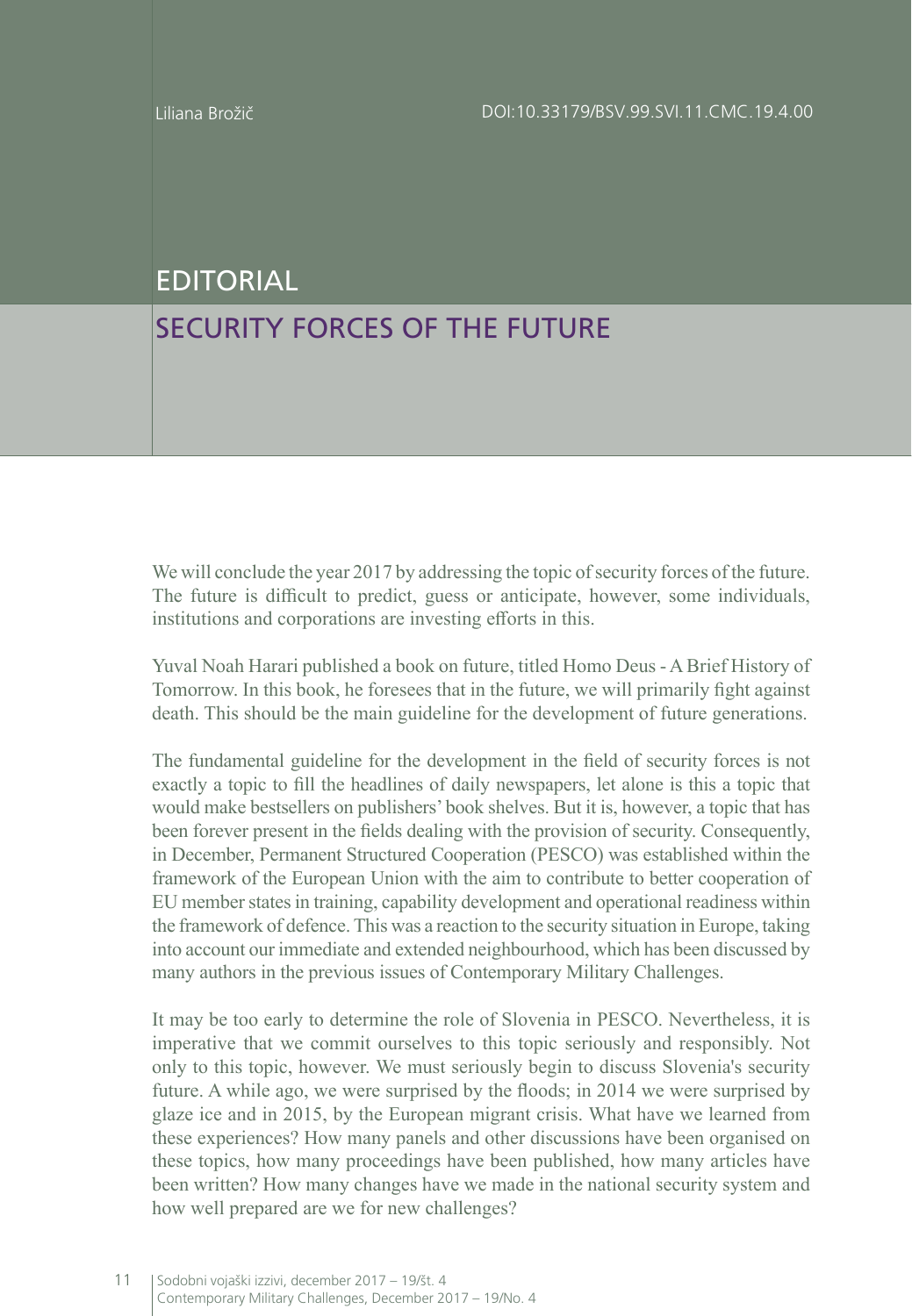Liliana Brožič

DOI:10.33179/BSV.99.SVI.11.CMC.19.4.00

# EDITORIAL

## SECURITY FORCES OF THE FUTURE

We will conclude the year 2017 by addressing the topic of security forces of the future. The future is difficult to predict, guess or anticipate, however, some individuals, institutions and corporations are investing efforts in this.

Yuval Noah Harari published a book on future, titled Homo Deus - A Brief History of Tomorrow. In this book, he foresees that in the future, we will primarily fight against death. This should be the main guideline for the development of future generations.

The fundamental guideline for the development in the field of security forces is not exactly a topic to fill the headlines of daily newspapers, let alone is this a topic that would make bestsellers on publishers' book shelves. But it is, however, a topic that has been forever present in the fields dealing with the provision of security. Consequently, in December, Permanent Structured Cooperation (PESCO) was established within the framework of the European Union with the aim to contribute to better cooperation of EU member states in training, capability development and operational readiness within the framework of defence. This was a reaction to the security situation in Europe, taking into account our immediate and extended neighbourhood, which has been discussed by many authors in the previous issues of Contemporary Military Challenges.

It may be too early to determine the role of Slovenia in PESCO. Nevertheless, it is imperative that we commit ourselves to this topic seriously and responsibly. Not only to this topic, however. We must seriously begin to discuss Slovenia's security future. A while ago, we were surprised by the floods; in 2014 we were surprised by glaze ice and in 2015, by the European migrant crisis. What have we learned from these experiences? How many panels and other discussions have been organised on these topics, how many proceedings have been published, how many articles have been written? How many changes have we made in the national security system and how well prepared are we for new challenges?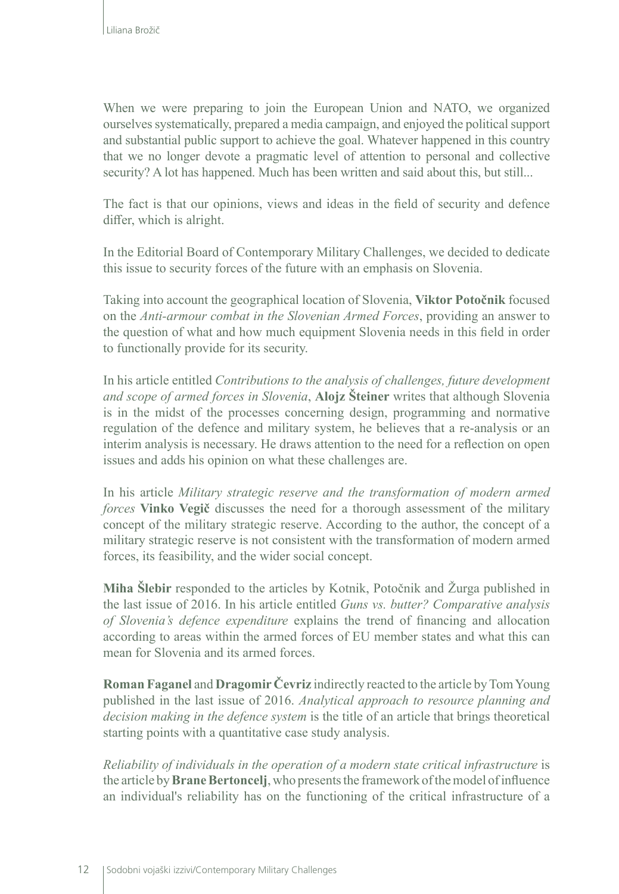When we were preparing to join the European Union and NATO, we organized ourselves systematically, prepared a media campaign, and enjoyed the political support and substantial public support to achieve the goal. Whatever happened in this country that we no longer devote a pragmatic level of attention to personal and collective security? A lot has happened. Much has been written and said about this, but still...

The fact is that our opinions, views and ideas in the field of security and defence differ, which is alright.

In the Editorial Board of Contemporary Military Challenges, we decided to dedicate this issue to security forces of the future with an emphasis on Slovenia.

Taking into account the geographical location of Slovenia, **Viktor Potočnik** focused on the *Anti-armour combat in the Slovenian Armed Forces*, providing an answer to the question of what and how much equipment Slovenia needs in this field in order to functionally provide for its security.

In his article entitled *Contributions to the analysis of challenges, future development and scope of armed forces in Slovenia*, **Alojz Šteiner** writes that although Slovenia is in the midst of the processes concerning design, programming and normative regulation of the defence and military system, he believes that a re-analysis or an interim analysis is necessary. He draws attention to the need for a reflection on open issues and adds his opinion on what these challenges are.

In his article *Military strategic reserve and the transformation of modern armed forces* **Vinko Vegič** discusses the need for a thorough assessment of the military concept of the military strategic reserve. According to the author, the concept of a military strategic reserve is not consistent with the transformation of modern armed forces, its feasibility, and the wider social concept.

**Miha Šlebir** responded to the articles by Kotnik, Potočnik and Žurga published in the last issue of 2016. In his article entitled *Guns vs. butter? Comparative analysis of Slovenia's defence expenditure* explains the trend of financing and allocation according to areas within the armed forces of EU member states and what this can mean for Slovenia and its armed forces.

**Roman Faganel** and **Dragomir Čevriz** indirectly reacted to the article by Tom Young published in the last issue of 2016. *Analytical approach to resource planning and decision making in the defence system* is the title of an article that brings theoretical starting points with a quantitative case study analysis.

*Reliability of individuals in the operation of a modern state critical infrastructure* is the article by **Brane Bertoncelj**, who presents the framework of the model of influence an individual's reliability has on the functioning of the critical infrastructure of a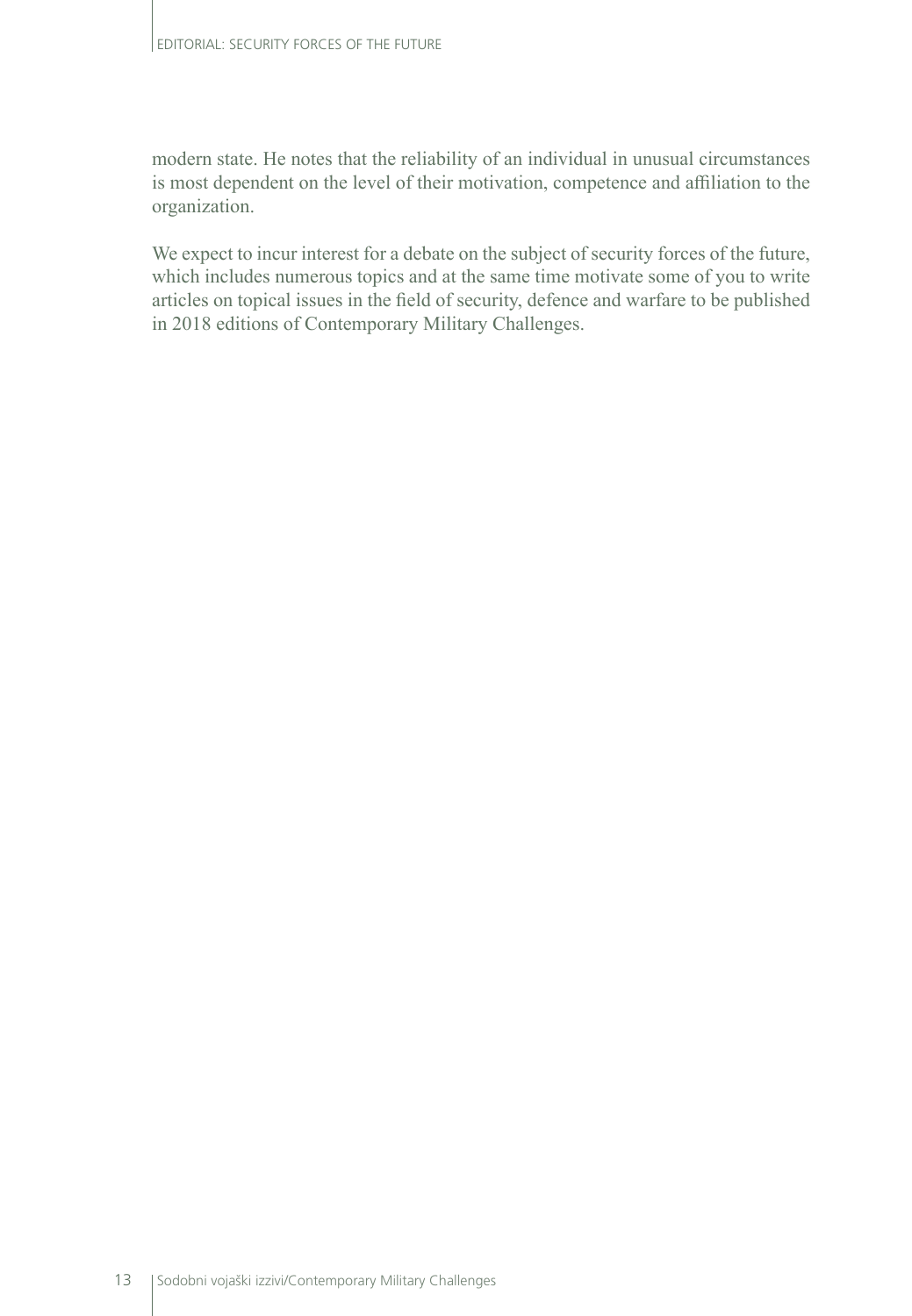modern state. He notes that the reliability of an individual in unusual circumstances is most dependent on the level of their motivation, competence and affiliation to the organization.

We expect to incur interest for a debate on the subject of security forces of the future, which includes numerous topics and at the same time motivate some of you to write articles on topical issues in the field of security, defence and warfare to be published in 2018 editions of Contemporary Military Challenges.